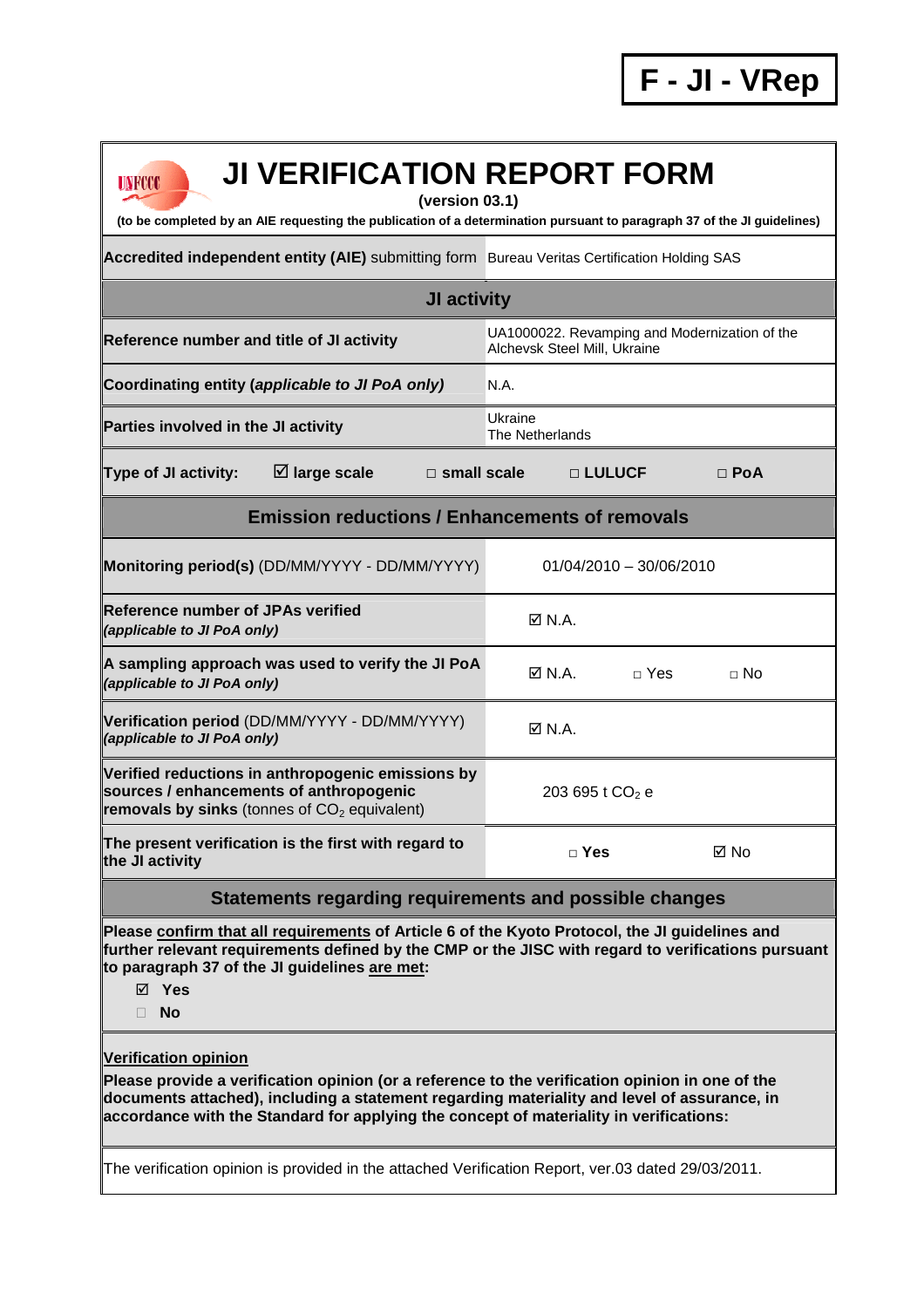**F - JI - VRep**

# JI VERIFICATION REPORT FORM

**(version 03.1)**

**(to be completed by an AIE requesting the publication of a determination pursuant to paragraph 37 of the JI guidelines)**

| **Accredited independent entity (AIE)** submitting form | Bureau Veritas Certification Holding SAS |
|---|---|

## JI activity

| | |
|---|---|
| **Reference number and title of JI activity** | UA1000022. Revamping and Modernization of the Alchevsk Steel Mill, Ukraine |
| **Coordinating entity (*applicable to JI PoA only*)** | N.A. |
| **Parties involved in the JI activity** | Ukraine<br>The Netherlands |

**Type of JI activity:** ☑ **large scale** □ **small scale** □ **LULUCF** □ **PoA**

## Emission reductions / Enhancements of removals

| | |
|---|---|
| **Monitoring period(s)** (DD/MM/YYYY - DD/MM/YYYY) | 01/04/2010 – 30/06/2010 |
| **Reference number of JPAs verified** ***(applicable to JI PoA only)*** | ☑ N.A. |
| **A sampling approach was used to verify the JI PoA** ***(applicable to JI PoA only)*** | ☑ N.A. □ Yes □ No |
| **Verification period** (DD/MM/YYYY - DD/MM/YYYY) ***(applicable to JI PoA only)*** | ☑ N.A. |
| **Verified reductions in anthropogenic emissions by sources / enhancements of anthropogenic removals by sinks** (tonnes of $CO_2$ equivalent) | 203 695 t $CO_2$ e |
| **The present verification is the first with regard to the JI activity** | □ **Yes** ☑ No |

## Statements regarding requirements and possible changes

**Please confirm that all requirements of Article 6 of the Kyoto Protocol, the JI guidelines and further relevant requirements defined by the CMP or the JISC with regard to verifications pursuant to paragraph 37 of the JI guidelines are met:**

- ☑ **Yes**
- □ **No**

**Verification opinion**

**Please provide a verification opinion (or a reference to the verification opinion in one of the documents attached), including a statement regarding materiality and level of assurance, in accordance with the Standard for applying the concept of materiality in verifications:**

The verification opinion is provided in the attached Verification Report, ver.03 dated 29/03/2011.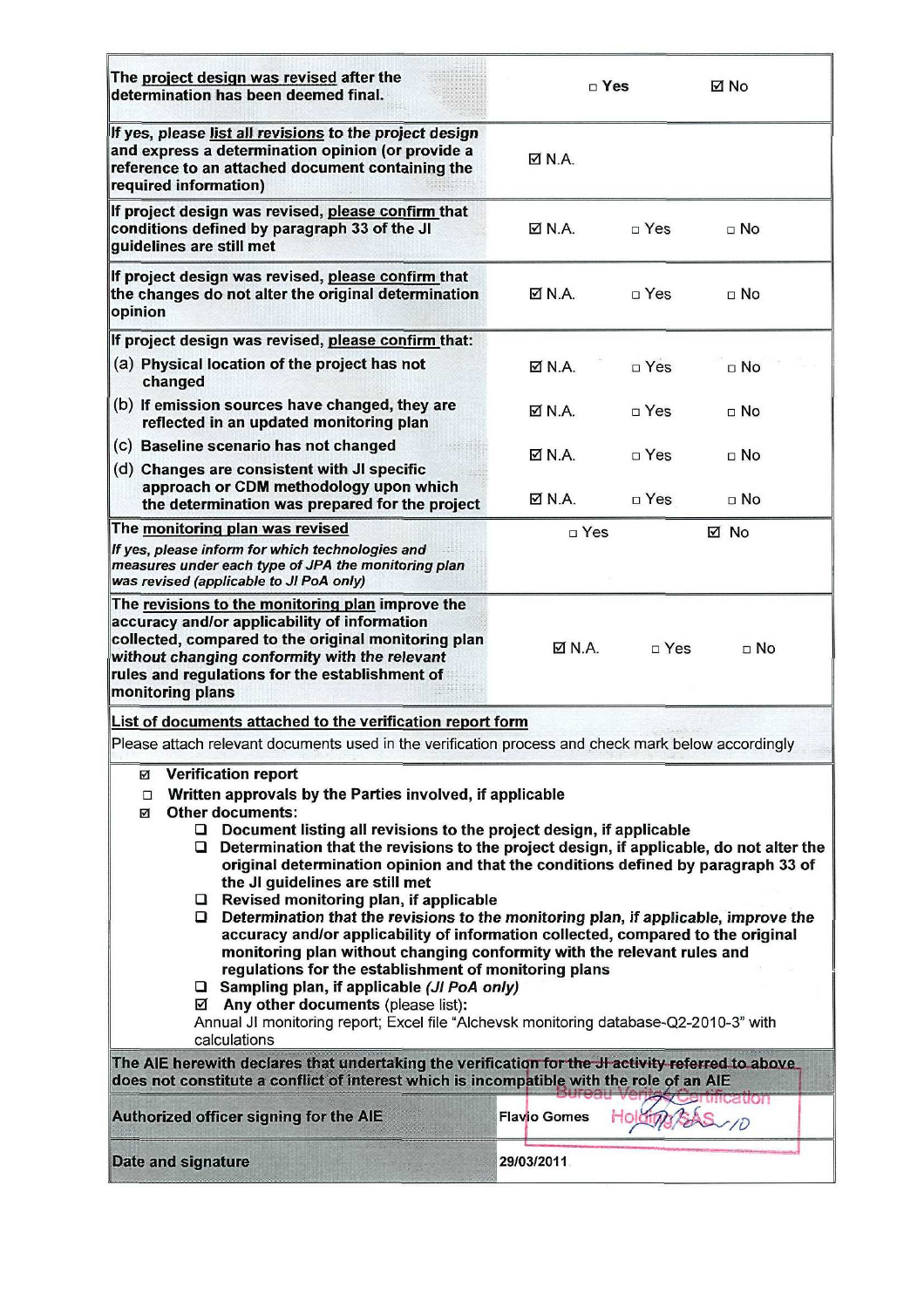| | | | |
|---|---|---|---|
| The project design was revised after the determination has been deemed final. | □ Yes | | ☑ No |
| If yes, please list all revisions to the project design and express a determination opinion (or provide a reference to an attached document containing the required information) | ☑ N.A. | | |
| If project design was revised, please confirm that conditions defined by paragraph 33 of the JI guidelines are still met | ☑ N.A. | □ Yes | □ No |
| If project design was revised, please confirm that the changes do not alter the original determination opinion | ☑ N.A. | □ Yes | □ No |
| If project design was revised, please confirm that: | | | |
| (a) Physical location of the project has not changed | ☑ N.A. | □ Yes | □ No |
| (b) If emission sources have changed, they are reflected in an updated monitoring plan | ☑ N.A. | □ Yes | □ No |
| (c) Baseline scenario has not changed | ☑ N.A. | □ Yes | □ No |
| (d) Changes are consistent with JI specific approach or CDM methodology upon which the determination was prepared for the project | ☑ N.A. | □ Yes | □ No |
| The monitoring plan was revised<br>*If yes, please inform for which technologies and measures under each type of JPA the monitoring plan was revised (applicable to JI PoA only)* | □ Yes | | ☑ No |
| The revisions to the monitoring plan improve the accuracy and/or applicability of information collected, compared to the original monitoring plan *without changing conformity with the relevant* rules and regulations for the establishment of monitoring plans | ☑ N.A. | □ Yes | □ No |

**List of documents attached to the verification report form**

Please attach relevant documents used in the verification process and check mark below accordingly

- ☑ **Verification report**
- □ **Written approvals by the Parties involved, if applicable**
- ☑ **Other documents:**
  - □ **Document listing all revisions to the project design, if applicable**
  - □ **Determination that the revisions to the project design, if applicable, do not alter the original determination opinion and that the conditions defined by paragraph 33 of the JI guidelines are still met**
  - □ **Revised monitoring plan, if applicable**
  - □ ***Determination that the revisions to the monitoring plan, if applicable, improve the accuracy and/or applicability of information collected, compared to the original monitoring plan without changing conformity with the relevant rules and regulations for the establishment of monitoring plans***
  - □ **Sampling plan, if applicable** *(JI PoA only)*
  - ☑ **Any other documents** (please list):

    Annual JI monitoring report; Excel file "Alchevsk monitoring database-Q2-2010-3" with calculations

**The AIE herewith declares that undertaking the verification for the JI activity referred to above does not constitute a conflict of interest which is incompatible with the role of an AIE**

| | |
|---|---|
| **Authorized officer signing for the AIE** | Flavio Gomes Bureau Veritas Certification Holding SAS |
| **Date and signature** | 29/03/2011 |